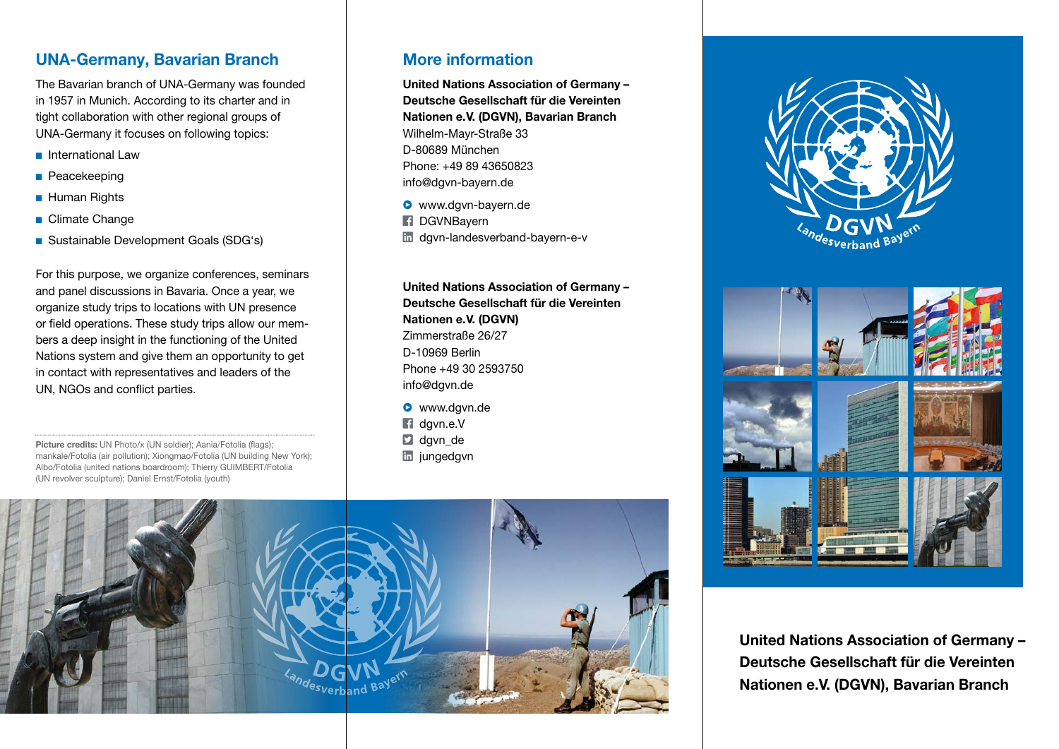## UNA-Germany, Bavarian Branch

The Bavarian branch of UNA-Germany was founded in 1957 in Munich. According to its charter and in tight collaboration with other regional groups of UNA-Germany it focuses on following topics:

- International Law
- Peacekeeping
- Human Rights
- Climate Change
- Sustainable Development Goals (SDG's)

For this purpose, we organize conferences, seminars and panel discussions in Bavaria. Once a year, we organize study trips to locations with UN presence or field operations. These study trips allow our members a deep insight in the functioning of the United Nations system and give them an opportunity to get in contact with representatives and leaders of the UN, NGOs and conflict parties.

**Picture credits:** UN Photo/x (UN soldier); Aania/Fotolia (flags); mankale/Fotolia (air pollution); Xiongmao/Fotolia (UN building New York); Albo/Fotolia (united nations boardroom); Thierry GUIMBERT/Fotolia (UN revolver sculpture); Daniel Ernst/Fotolia (youth)

## More information

**United Nations Association of Germany – Deutsche Gesellschaft für die Vereinten Nationen e.V. (DGVN), Bavarian Branch**
Wilhelm-Mayr-Straße 33
D-80689 München
Phone: +49 89 43650823
info@dgvn-bayern.de

- www.dgvn-bayern.de
- DGVNBayern
- dgvn-landesverband-bayern-e-v

**United Nations Association of Germany – Deutsche Gesellschaft für die Vereinten Nationen e.V. (DGVN)**
Zimmerstraße 26/27
D-10969 Berlin
Phone +49 30 2593750
info@dgvn.de

- www.dgvn.de
- dgvn.e.V
- dgvn_de
- jungedgvn

DGVN Landesverband Bayern

**United Nations Association of Germany – Deutsche Gesellschaft für die Vereinten Nationen e.V. (DGVN), Bavarian Branch**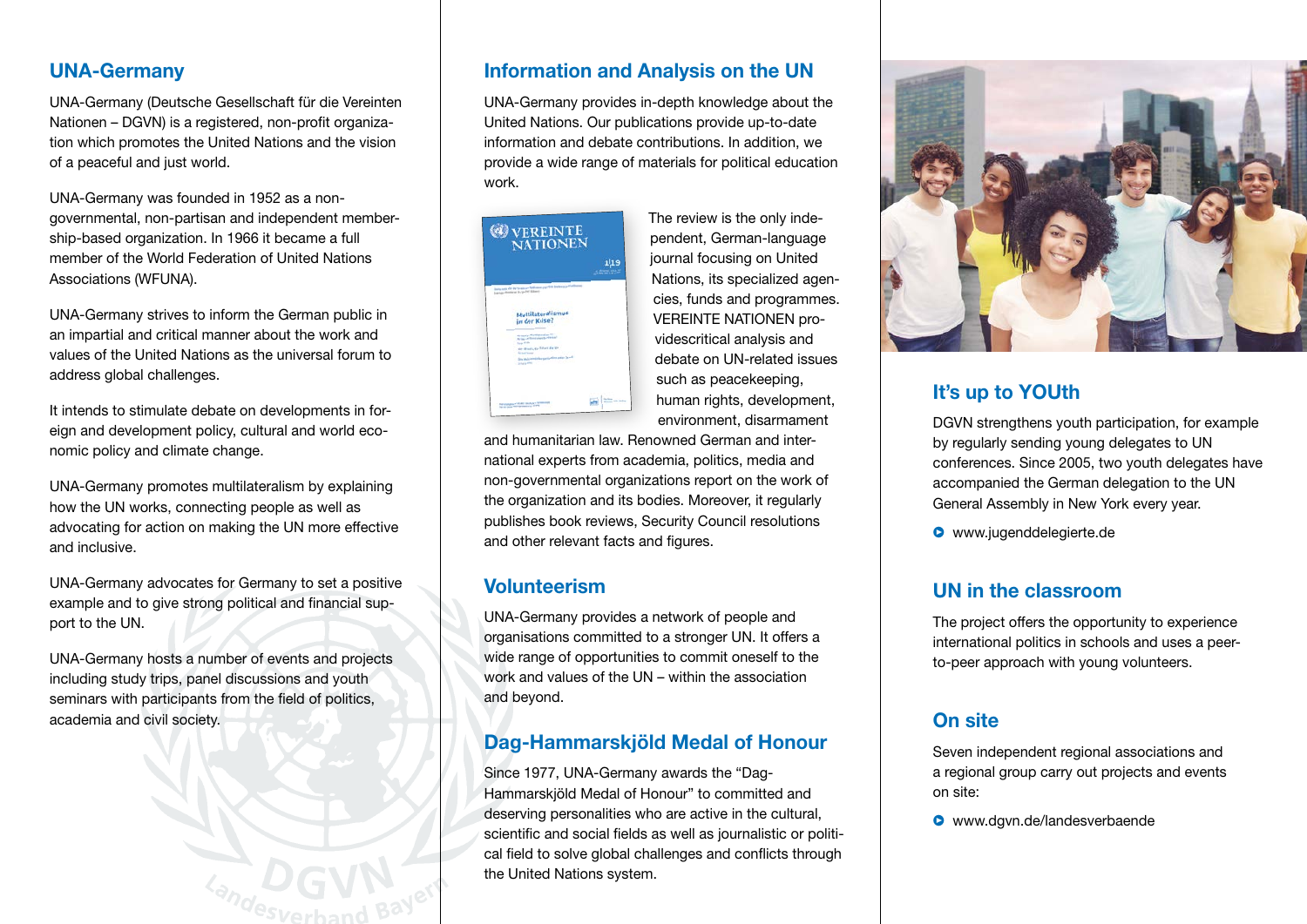## UNA-Germany

UNA-Germany (Deutsche Gesellschaft für die Vereinten Nationen – DGVN) is a registered, non-profit organization which promotes the United Nations and the vision of a peaceful and just world.

UNA-Germany was founded in 1952 as a non-governmental, non-partisan and independent membership-based organization. In 1966 it became a full member of the World Federation of United Nations Associations (WFUNA).

UNA-Germany strives to inform the German public in an impartial and critical manner about the work and values of the United Nations as the universal forum to address global challenges.

It intends to stimulate debate on developments in foreign and development policy, cultural and world economic policy and climate change.

UNA-Germany promotes multilateralism by explaining how the UN works, connecting people as well as advocating for action on making the UN more effective and inclusive.

UNA-Germany advocates for Germany to set a positive example and to give strong political and financial support to the UN.

UNA-Germany hosts a number of events and projects including study trips, panel discussions and youth seminars with participants from the field of politics, academia and civil society.

## Information and Analysis on the UN

UNA-Germany provides in-depth knowledge about the United Nations. Our publications provide up-to-date information and debate contributions. In addition, we provide a wide range of materials for political education work.

The review is the only independent, German-language journal focusing on United Nations, its specialized agencies, funds and programmes. VEREINTE NATIONEN providescritical analysis and debate on UN-related issues such as peacekeeping, human rights, development, environment, disarmament and humanitarian law. Renowned German and international experts from academia, politics, media and non-governmental organizations report on the work of the organization and its bodies. Moreover, it regularly publishes book reviews, Security Council resolutions and other relevant facts and figures.

## Volunteerism

UNA-Germany provides a network of people and organisations committed to a stronger UN. It offers a wide range of opportunities to commit oneself to the work and values of the UN – within the association and beyond.

## Dag-Hammarskjöld Medal of Honour

Since 1977, UNA-Germany awards the "Dag-Hammarskjöld Medal of Honour" to committed and deserving personalities who are active in the cultural, scientific and social fields as well as journalistic or political field to solve global challenges and conflicts through the United Nations system.

## It's up to YOUth

DGVN strengthens youth participation, for example by regularly sending young delegates to UN conferences. Since 2005, two youth delegates have accompanied the German delegation to the UN General Assembly in New York every year.

- www.jugenddelegierte.de

## UN in the classroom

The project offers the opportunity to experience international politics in schools and uses a peer-to-peer approach with young volunteers.

## On site

Seven independent regional associations and a regional group carry out projects and events on site:

- www.dgvn.de/landesverbaende